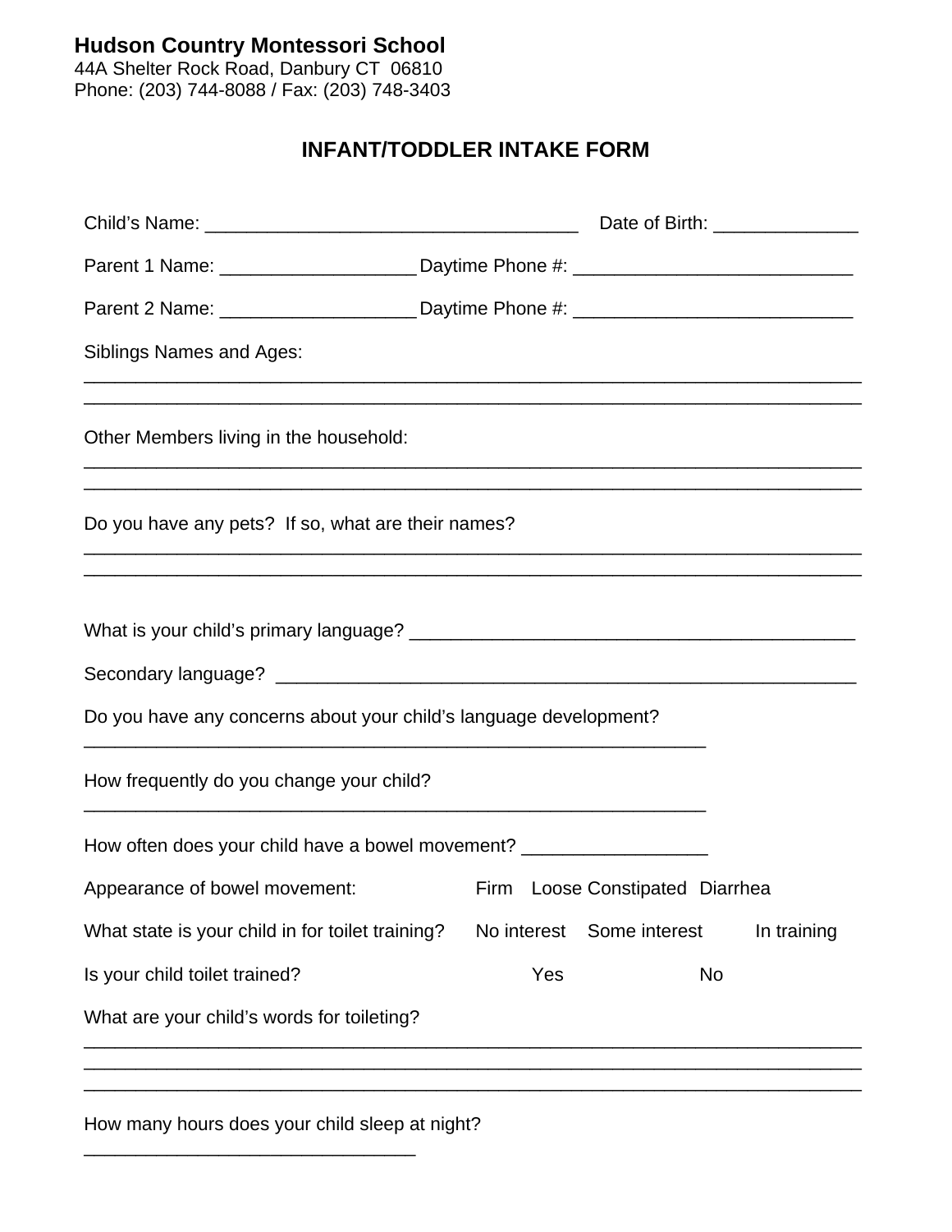**Hudson Country Montessori School**
44A Shelter Rock Road, Danbury CT 06810
Phone: (203) 744-8088 / Fax: (203) 748-3403

## INFANT/TODDLER INTAKE FORM

Child's Name: ___________________________________ Date of Birth: _____________

Parent 1 Name: __________________ Daytime Phone #: _________________________

Parent 2 Name: __________________ Daytime Phone #: _________________________

Siblings Names and Ages:
__________________________________________________________________________
__________________________________________________________________________

Other Members living in the household:
__________________________________________________________________________
__________________________________________________________________________

Do you have any pets? If so, what are their names?
__________________________________________________________________________
__________________________________________________________________________

What is your child's primary language? __________________________________________

Secondary language? ______________________________________________________

Do you have any concerns about your child's language development?
___________________________________________________________

How frequently do you change your child?
___________________________________________________________

How often does your child have a bowel movement? _________________

Appearance of bowel movement: Firm Loose Constipated Diarrhea

What state is your child in for toilet training? No interest Some interest In training

Is your child toilet trained? Yes No

What are your child's words for toileting?
__________________________________________________________________________
__________________________________________________________________________
__________________________________________________________________________

How many hours does your child sleep at night?
_______________________________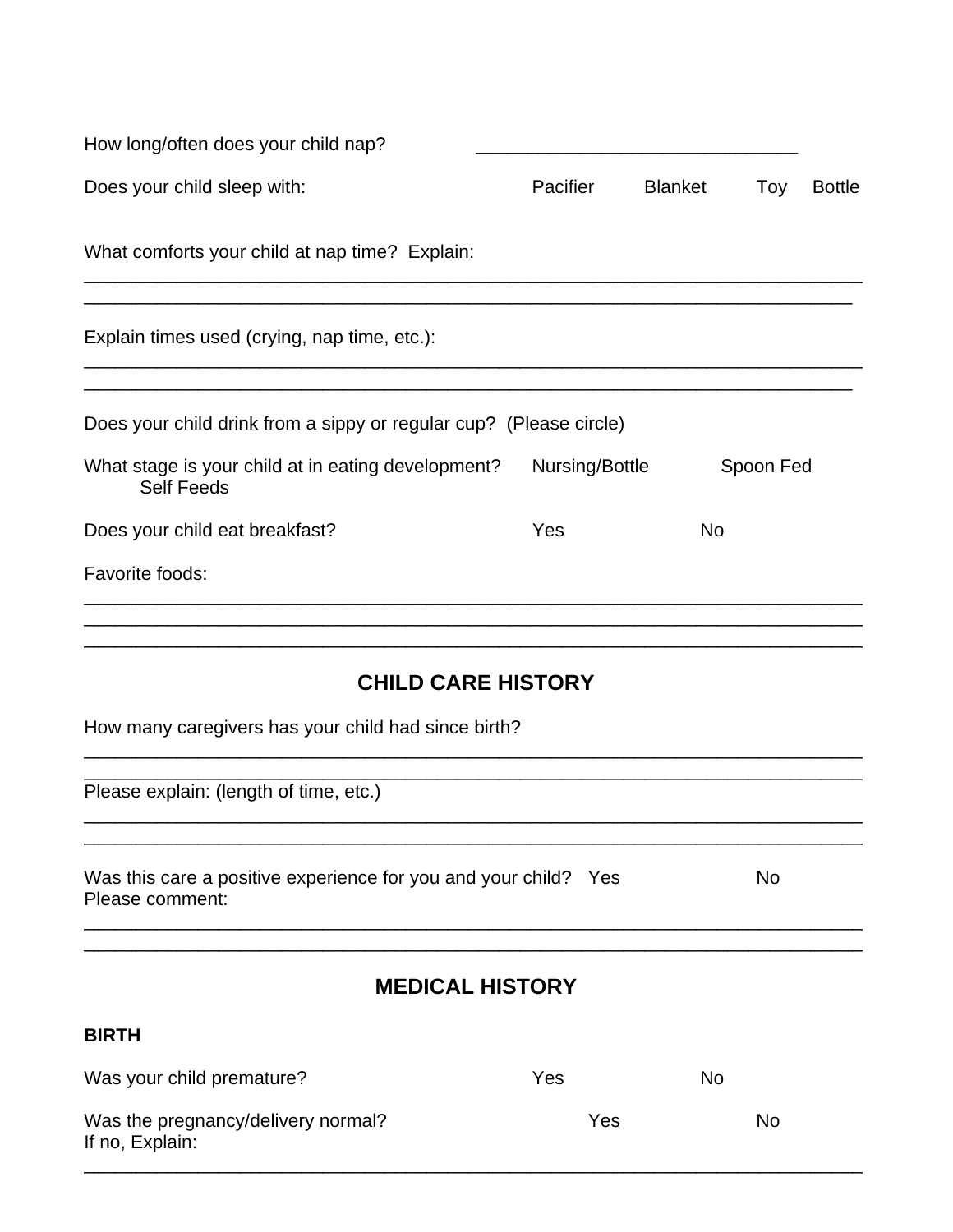How long/often does your child nap? _______________________________

Does your child sleep with: Pacifier Blanket Toy Bottle

What comforts your child at nap time? Explain:

___________________________________________________________________________

__________________________________________________________________________

Explain times used (crying, nap time, etc.):

___________________________________________________________________________

__________________________________________________________________________

Does your child drink from a sippy or regular cup? (Please circle)

What stage is your child at in eating development? Nursing/Bottle Spoon Fed Self Feeds

Does your child eat breakfast? Yes No

Favorite foods:

___________________________________________________________________________

___________________________________________________________________________

___________________________________________________________________________

## CHILD CARE HISTORY

How many caregivers has your child had since birth?

___________________________________________________________________________

___________________________________________________________________________

Please explain: (length of time, etc.)

___________________________________________________________________________

___________________________________________________________________________

Was this care a positive experience for you and your child? Yes No

Please comment:

___________________________________________________________________________

___________________________________________________________________________

## MEDICAL HISTORY

**BIRTH**

Was your child premature? Yes No

Was the pregnancy/delivery normal? Yes No

If no, Explain:

___________________________________________________________________________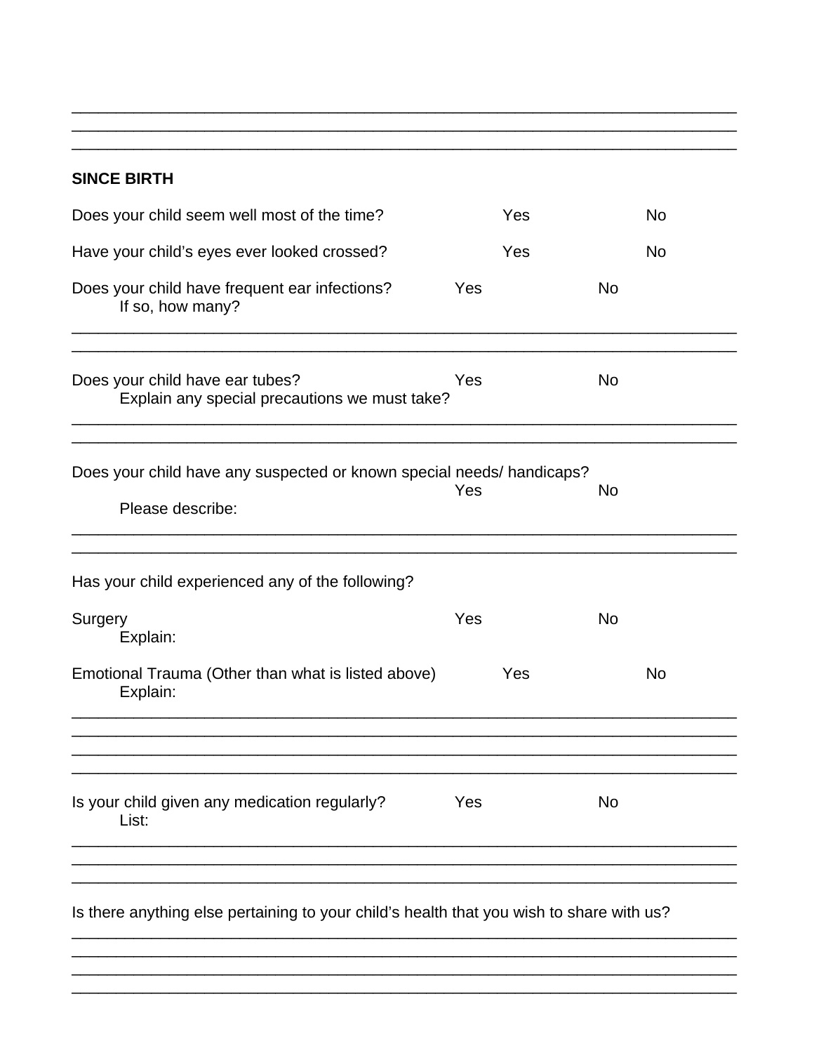___________________________________________________________________________
___________________________________________________________________________
___________________________________________________________________________

**SINCE BIRTH**

Does your child seem well most of the time? Yes No

Have your child's eyes ever looked crossed? Yes No

Does your child have frequent ear infections? Yes No
If so, how many?

___________________________________________________________________________
___________________________________________________________________________

Does your child have ear tubes? Yes No
Explain any special precautions we must take?

___________________________________________________________________________
___________________________________________________________________________

Does your child have any suspected or known special needs/ handicaps?
Yes No
Please describe:

___________________________________________________________________________
___________________________________________________________________________

Has your child experienced any of the following?

Surgery Yes No
Explain:

Emotional Trauma (Other than what is listed above) Yes No
Explain:

___________________________________________________________________________
___________________________________________________________________________
___________________________________________________________________________
___________________________________________________________________________

Is your child given any medication regularly? Yes No
List:

___________________________________________________________________________
___________________________________________________________________________
___________________________________________________________________________

Is there anything else pertaining to your child's health that you wish to share with us?

___________________________________________________________________________
___________________________________________________________________________
___________________________________________________________________________
___________________________________________________________________________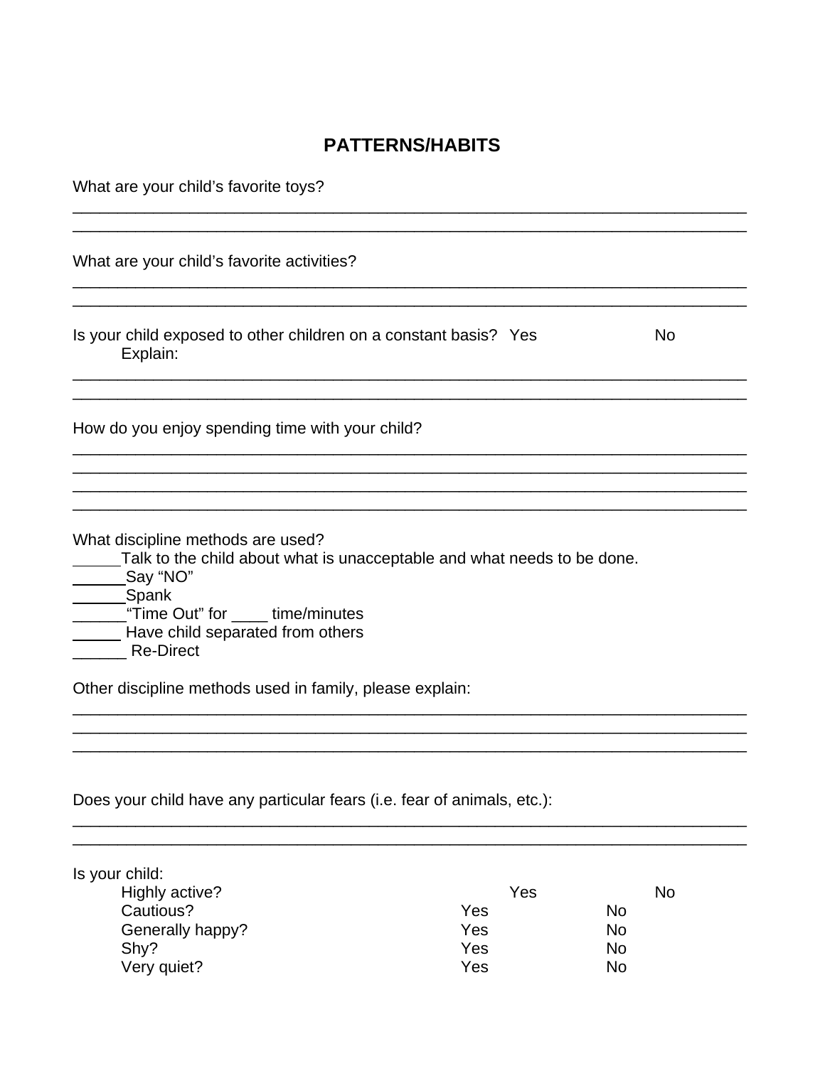## PATTERNS/HABITS

What are your child's favorite toys?

________________________________________________________________________________
________________________________________________________________________________

What are your child's favorite activities?

________________________________________________________________________________
________________________________________________________________________________

Is your child exposed to other children on a constant basis? Yes No

Explain:

________________________________________________________________________________
________________________________________________________________________________

How do you enjoy spending time with your child?

________________________________________________________________________________
________________________________________________________________________________
________________________________________________________________________________
________________________________________________________________________________

What discipline methods are used?

_____Talk to the child about what is unacceptable and what needs to be done.
______Say "NO"
______Spank
______"Time Out" for ____ time/minutes
______ Have child separated from others
______ Re-Direct

Other discipline methods used in family, please explain:

________________________________________________________________________________
________________________________________________________________________________
________________________________________________________________________________

Does your child have any particular fears (i.e. fear of animals, etc.):

________________________________________________________________________________
________________________________________________________________________________

Is your child:

| | | |
|---|---|---|
| Highly active? | Yes | No |
| Cautious? | Yes | No |
| Generally happy? | Yes | No |
| Shy? | Yes | No |
| Very quiet? | Yes | No |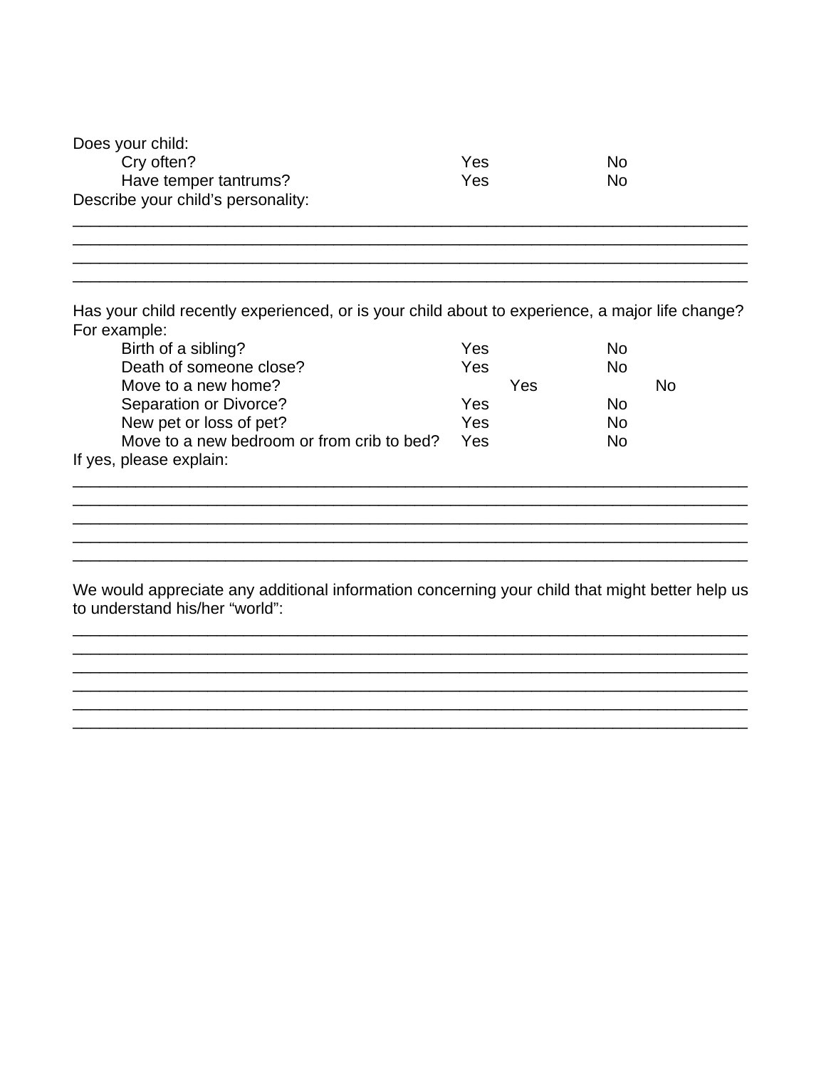Does your child:

| | | |
|---|---|---|
| Cry often? | Yes | No |
| Have temper tantrums? | Yes | No |

Describe your child's personality:

\_\_\_\_\_\_\_\_\_\_\_\_\_\_\_\_\_\_\_\_\_\_\_\_\_\_\_\_\_\_\_\_\_\_\_\_\_\_\_\_\_\_\_\_\_\_\_\_\_\_\_\_\_\_\_\_\_\_\_\_\_\_\_\_\_\_\_\_\_\_\_\_\_\_\_\_
\_\_\_\_\_\_\_\_\_\_\_\_\_\_\_\_\_\_\_\_\_\_\_\_\_\_\_\_\_\_\_\_\_\_\_\_\_\_\_\_\_\_\_\_\_\_\_\_\_\_\_\_\_\_\_\_\_\_\_\_\_\_\_\_\_\_\_\_\_\_\_\_\_\_\_\_
\_\_\_\_\_\_\_\_\_\_\_\_\_\_\_\_\_\_\_\_\_\_\_\_\_\_\_\_\_\_\_\_\_\_\_\_\_\_\_\_\_\_\_\_\_\_\_\_\_\_\_\_\_\_\_\_\_\_\_\_\_\_\_\_\_\_\_\_\_\_\_\_\_\_\_\_
\_\_\_\_\_\_\_\_\_\_\_\_\_\_\_\_\_\_\_\_\_\_\_\_\_\_\_\_\_\_\_\_\_\_\_\_\_\_\_\_\_\_\_\_\_\_\_\_\_\_\_\_\_\_\_\_\_\_\_\_\_\_\_\_\_\_\_\_\_\_\_\_\_\_\_\_

Has your child recently experienced, or is your child about to experience, a major life change? For example:

| | | |
|---|---|---|
| Birth of a sibling? | Yes | No |
| Death of someone close? | Yes | No |
| Move to a new home? | Yes | No |
| Separation or Divorce? | Yes | No |
| New pet or loss of pet? | Yes | No |
| Move to a new bedroom or from crib to bed? | Yes | No |

If yes, please explain:

\_\_\_\_\_\_\_\_\_\_\_\_\_\_\_\_\_\_\_\_\_\_\_\_\_\_\_\_\_\_\_\_\_\_\_\_\_\_\_\_\_\_\_\_\_\_\_\_\_\_\_\_\_\_\_\_\_\_\_\_\_\_\_\_\_\_\_\_\_\_\_\_\_\_\_\_
\_\_\_\_\_\_\_\_\_\_\_\_\_\_\_\_\_\_\_\_\_\_\_\_\_\_\_\_\_\_\_\_\_\_\_\_\_\_\_\_\_\_\_\_\_\_\_\_\_\_\_\_\_\_\_\_\_\_\_\_\_\_\_\_\_\_\_\_\_\_\_\_\_\_\_\_
\_\_\_\_\_\_\_\_\_\_\_\_\_\_\_\_\_\_\_\_\_\_\_\_\_\_\_\_\_\_\_\_\_\_\_\_\_\_\_\_\_\_\_\_\_\_\_\_\_\_\_\_\_\_\_\_\_\_\_\_\_\_\_\_\_\_\_\_\_\_\_\_\_\_\_\_
\_\_\_\_\_\_\_\_\_\_\_\_\_\_\_\_\_\_\_\_\_\_\_\_\_\_\_\_\_\_\_\_\_\_\_\_\_\_\_\_\_\_\_\_\_\_\_\_\_\_\_\_\_\_\_\_\_\_\_\_\_\_\_\_\_\_\_\_\_\_\_\_\_\_\_\_
\_\_\_\_\_\_\_\_\_\_\_\_\_\_\_\_\_\_\_\_\_\_\_\_\_\_\_\_\_\_\_\_\_\_\_\_\_\_\_\_\_\_\_\_\_\_\_\_\_\_\_\_\_\_\_\_\_\_\_\_\_\_\_\_\_\_\_\_\_\_\_\_\_\_\_\_

We would appreciate any additional information concerning your child that might better help us to understand his/her "world":

\_\_\_\_\_\_\_\_\_\_\_\_\_\_\_\_\_\_\_\_\_\_\_\_\_\_\_\_\_\_\_\_\_\_\_\_\_\_\_\_\_\_\_\_\_\_\_\_\_\_\_\_\_\_\_\_\_\_\_\_\_\_\_\_\_\_\_\_\_\_\_\_\_\_\_\_
\_\_\_\_\_\_\_\_\_\_\_\_\_\_\_\_\_\_\_\_\_\_\_\_\_\_\_\_\_\_\_\_\_\_\_\_\_\_\_\_\_\_\_\_\_\_\_\_\_\_\_\_\_\_\_\_\_\_\_\_\_\_\_\_\_\_\_\_\_\_\_\_\_\_\_\_
\_\_\_\_\_\_\_\_\_\_\_\_\_\_\_\_\_\_\_\_\_\_\_\_\_\_\_\_\_\_\_\_\_\_\_\_\_\_\_\_\_\_\_\_\_\_\_\_\_\_\_\_\_\_\_\_\_\_\_\_\_\_\_\_\_\_\_\_\_\_\_\_\_\_\_\_
\_\_\_\_\_\_\_\_\_\_\_\_\_\_\_\_\_\_\_\_\_\_\_\_\_\_\_\_\_\_\_\_\_\_\_\_\_\_\_\_\_\_\_\_\_\_\_\_\_\_\_\_\_\_\_\_\_\_\_\_\_\_\_\_\_\_\_\_\_\_\_\_\_\_\_\_
\_\_\_\_\_\_\_\_\_\_\_\_\_\_\_\_\_\_\_\_\_\_\_\_\_\_\_\_\_\_\_\_\_\_\_\_\_\_\_\_\_\_\_\_\_\_\_\_\_\_\_\_\_\_\_\_\_\_\_\_\_\_\_\_\_\_\_\_\_\_\_\_\_\_\_\_
\_\_\_\_\_\_\_\_\_\_\_\_\_\_\_\_\_\_\_\_\_\_\_\_\_\_\_\_\_\_\_\_\_\_\_\_\_\_\_\_\_\_\_\_\_\_\_\_\_\_\_\_\_\_\_\_\_\_\_\_\_\_\_\_\_\_\_\_\_\_\_\_\_\_\_\_